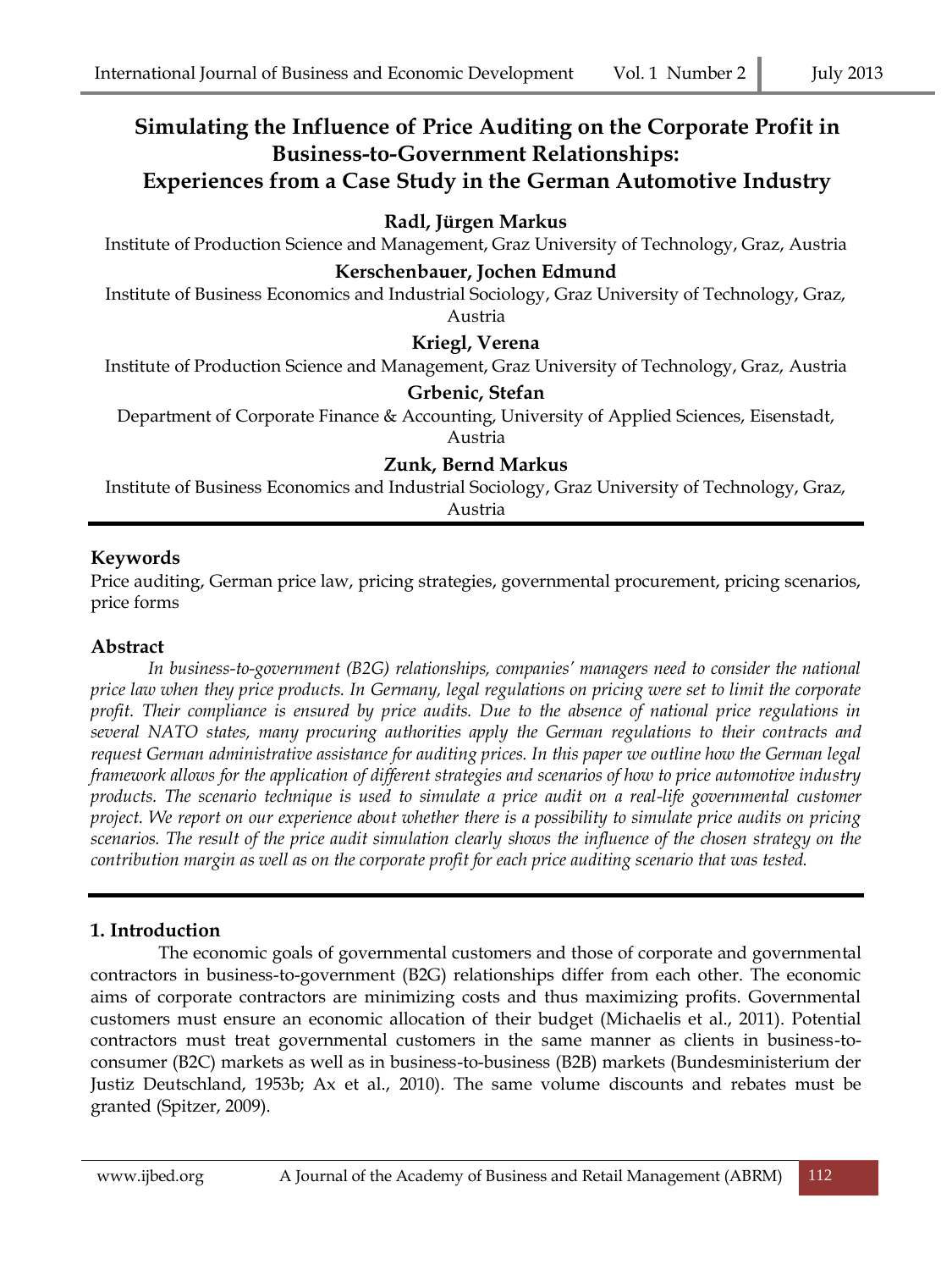# Simulating the Influence of Price Auditing on the Corporate Profit in Business-to-Government Relationships: Experiences from a Case Study in the German Automotive Industry

**Radl, Jürgen Markus**
Institute of Production Science and Management, Graz University of Technology, Graz, Austria

**Kerschenbauer, Jochen Edmund**
Institute of Business Economics and Industrial Sociology, Graz University of Technology, Graz, Austria

**Kriegl, Verena**
Institute of Production Science and Management, Graz University of Technology, Graz, Austria

**Grbenic, Stefan**
Department of Corporate Finance & Accounting, University of Applied Sciences, Eisenstadt, Austria

**Zunk, Bernd Markus**
Institute of Business Economics and Industrial Sociology, Graz University of Technology, Graz, Austria

## Keywords

Price auditing, German price law, pricing strategies, governmental procurement, pricing scenarios, price forms

## Abstract

*In business-to-government (B2G) relationships, companies' managers need to consider the national price law when they price products. In Germany, legal regulations on pricing were set to limit the corporate profit. Their compliance is ensured by price audits. Due to the absence of national price regulations in several NATO states, many procuring authorities apply the German regulations to their contracts and request German administrative assistance for auditing prices. In this paper we outline how the German legal framework allows for the application of different strategies and scenarios of how to price automotive industry products. The scenario technique is used to simulate a price audit on a real-life governmental customer project. We report on our experience about whether there is a possibility to simulate price audits on pricing scenarios. The result of the price audit simulation clearly shows the influence of the chosen strategy on the contribution margin as well as on the corporate profit for each price auditing scenario that was tested.*

## 1. Introduction

The economic goals of governmental customers and those of corporate and governmental contractors in business-to-government (B2G) relationships differ from each other. The economic aims of corporate contractors are minimizing costs and thus maximizing profits. Governmental customers must ensure an economic allocation of their budget (Michaelis et al., 2011). Potential contractors must treat governmental customers in the same manner as clients in business-to-consumer (B2C) markets as well as in business-to-business (B2B) markets (Bundesministerium der Justiz Deutschland, 1953b; Ax et al., 2010). The same volume discounts and rebates must be granted (Spitzer, 2009).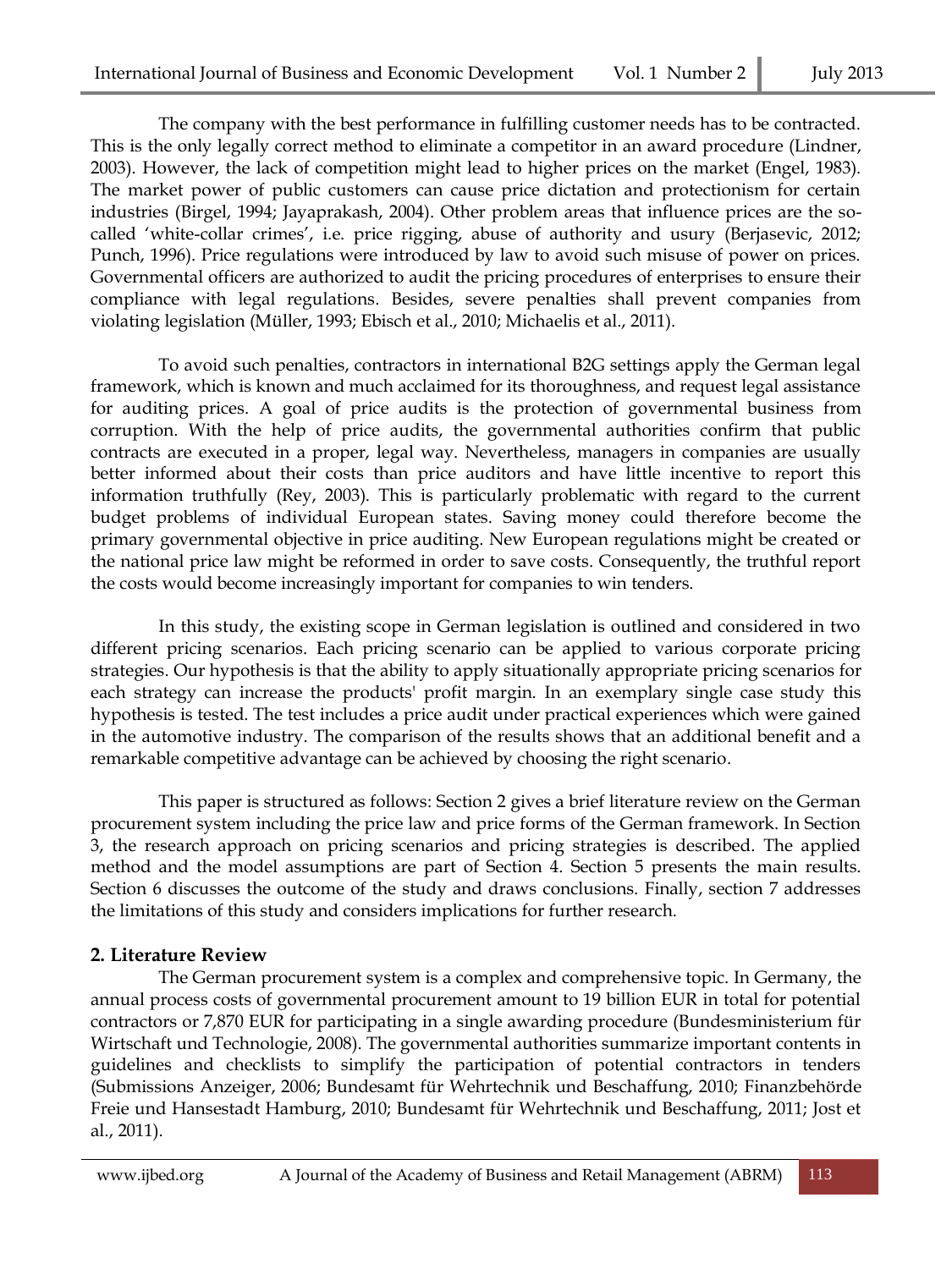The company with the best performance in fulfilling customer needs has to be contracted. This is the only legally correct method to eliminate a competitor in an award procedure (Lindner, 2003). However, the lack of competition might lead to higher prices on the market (Engel, 1983). The market power of public customers can cause price dictation and protectionism for certain industries (Birgel, 1994; Jayaprakash, 2004). Other problem areas that influence prices are the so-called 'white-collar crimes', i.e. price rigging, abuse of authority and usury (Berjasevic, 2012; Punch, 1996). Price regulations were introduced by law to avoid such misuse of power on prices. Governmental officers are authorized to audit the pricing procedures of enterprises to ensure their compliance with legal regulations. Besides, severe penalties shall prevent companies from violating legislation (Müller, 1993; Ebisch et al., 2010; Michaelis et al., 2011).

To avoid such penalties, contractors in international B2G settings apply the German legal framework, which is known and much acclaimed for its thoroughness, and request legal assistance for auditing prices. A goal of price audits is the protection of governmental business from corruption. With the help of price audits, the governmental authorities confirm that public contracts are executed in a proper, legal way. Nevertheless, managers in companies are usually better informed about their costs than price auditors and have little incentive to report this information truthfully (Rey, 2003). This is particularly problematic with regard to the current budget problems of individual European states. Saving money could therefore become the primary governmental objective in price auditing. New European regulations might be created or the national price law might be reformed in order to save costs. Consequently, the truthful report the costs would become increasingly important for companies to win tenders.

In this study, the existing scope in German legislation is outlined and considered in two different pricing scenarios. Each pricing scenario can be applied to various corporate pricing strategies. Our hypothesis is that the ability to apply situationally appropriate pricing scenarios for each strategy can increase the products' profit margin. In an exemplary single case study this hypothesis is tested. The test includes a price audit under practical experiences which were gained in the automotive industry. The comparison of the results shows that an additional benefit and a remarkable competitive advantage can be achieved by choosing the right scenario.

This paper is structured as follows: Section 2 gives a brief literature review on the German procurement system including the price law and price forms of the German framework. In Section 3, the research approach on pricing scenarios and pricing strategies is described. The applied method and the model assumptions are part of Section 4. Section 5 presents the main results. Section 6 discusses the outcome of the study and draws conclusions. Finally, section 7 addresses the limitations of this study and considers implications for further research.

## 2. Literature Review

The German procurement system is a complex and comprehensive topic. In Germany, the annual process costs of governmental procurement amount to 19 billion EUR in total for potential contractors or 7,870 EUR for participating in a single awarding procedure (Bundesministerium für Wirtschaft und Technologie, 2008). The governmental authorities summarize important contents in guidelines and checklists to simplify the participation of potential contractors in tenders (Submissions Anzeiger, 2006; Bundesamt für Wehrtechnik und Beschaffung, 2010; Finanzbehörde Freie und Hansestadt Hamburg, 2010; Bundesamt für Wehrtechnik und Beschaffung, 2011; Jost et al., 2011).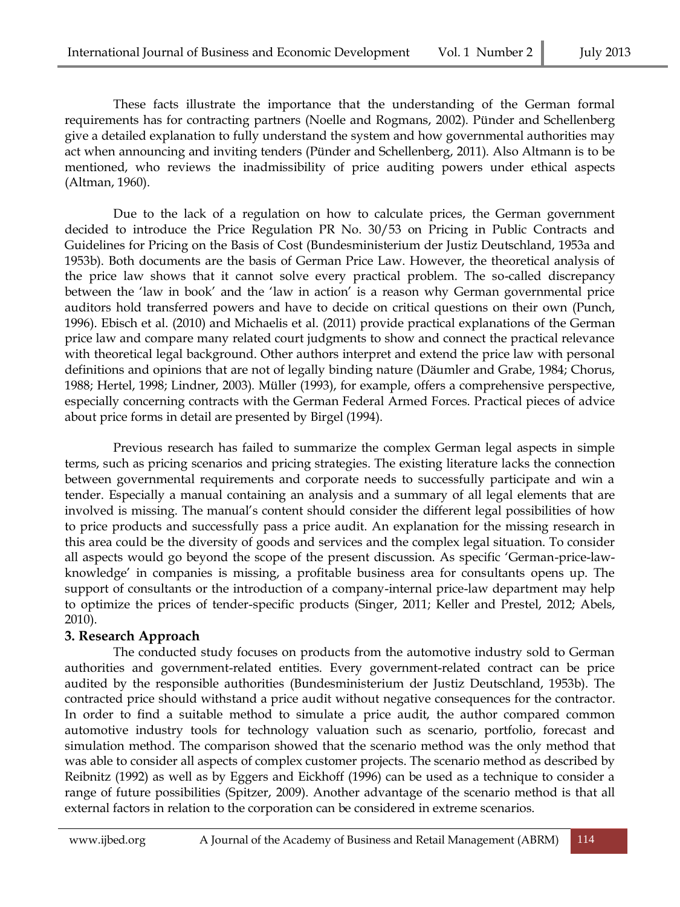These facts illustrate the importance that the understanding of the German formal requirements has for contracting partners (Noelle and Rogmans, 2002). Pünder and Schellenberg give a detailed explanation to fully understand the system and how governmental authorities may act when announcing and inviting tenders (Pünder and Schellenberg, 2011). Also Altmann is to be mentioned, who reviews the inadmissibility of price auditing powers under ethical aspects (Altman, 1960).

Due to the lack of a regulation on how to calculate prices, the German government decided to introduce the Price Regulation PR No. 30/53 on Pricing in Public Contracts and Guidelines for Pricing on the Basis of Cost (Bundesministerium der Justiz Deutschland, 1953a and 1953b). Both documents are the basis of German Price Law. However, the theoretical analysis of the price law shows that it cannot solve every practical problem. The so-called discrepancy between the 'law in book' and the 'law in action' is a reason why German governmental price auditors hold transferred powers and have to decide on critical questions on their own (Punch, 1996). Ebisch et al. (2010) and Michaelis et al. (2011) provide practical explanations of the German price law and compare many related court judgments to show and connect the practical relevance with theoretical legal background. Other authors interpret and extend the price law with personal definitions and opinions that are not of legally binding nature (Däumler and Grabe, 1984; Chorus, 1988; Hertel, 1998; Lindner, 2003). Müller (1993), for example, offers a comprehensive perspective, especially concerning contracts with the German Federal Armed Forces. Practical pieces of advice about price forms in detail are presented by Birgel (1994).

Previous research has failed to summarize the complex German legal aspects in simple terms, such as pricing scenarios and pricing strategies. The existing literature lacks the connection between governmental requirements and corporate needs to successfully participate and win a tender. Especially a manual containing an analysis and a summary of all legal elements that are involved is missing. The manual's content should consider the different legal possibilities of how to price products and successfully pass a price audit. An explanation for the missing research in this area could be the diversity of goods and services and the complex legal situation. To consider all aspects would go beyond the scope of the present discussion. As specific 'German-price-law-knowledge' in companies is missing, a profitable business area for consultants opens up. The support of consultants or the introduction of a company-internal price-law department may help to optimize the prices of tender-specific products (Singer, 2011; Keller and Prestel, 2012; Abels, 2010).

## 3. Research Approach

The conducted study focuses on products from the automotive industry sold to German authorities and government-related entities. Every government-related contract can be price audited by the responsible authorities (Bundesministerium der Justiz Deutschland, 1953b). The contracted price should withstand a price audit without negative consequences for the contractor. In order to find a suitable method to simulate a price audit, the author compared common automotive industry tools for technology valuation such as scenario, portfolio, forecast and simulation method. The comparison showed that the scenario method was the only method that was able to consider all aspects of complex customer projects. The scenario method as described by Reibnitz (1992) as well as by Eggers and Eickhoff (1996) can be used as a technique to consider a range of future possibilities (Spitzer, 2009). Another advantage of the scenario method is that all external factors in relation to the corporation can be considered in extreme scenarios.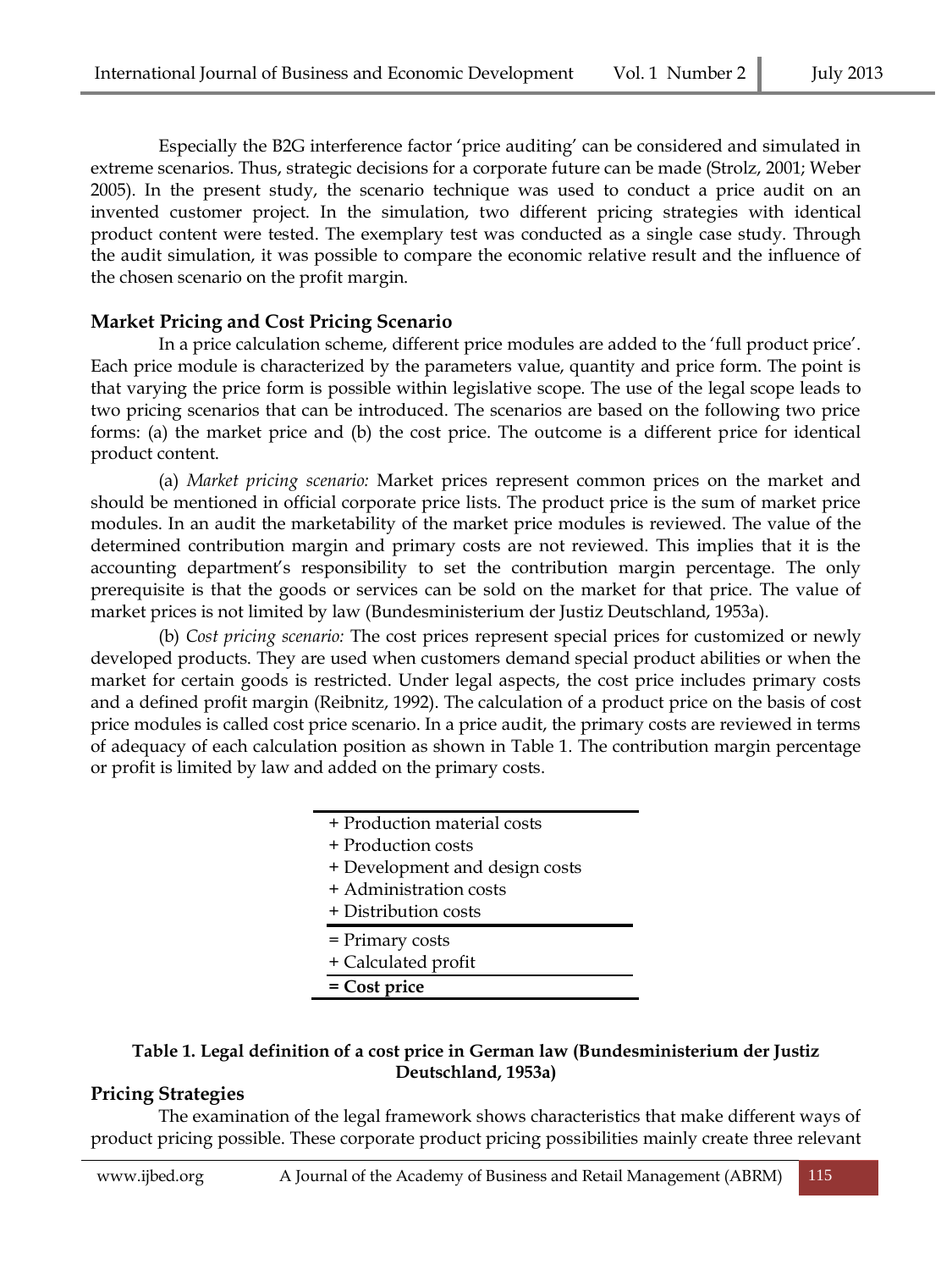Especially the B2G interference factor 'price auditing' can be considered and simulated in extreme scenarios. Thus, strategic decisions for a corporate future can be made (Strolz, 2001; Weber 2005). In the present study, the scenario technique was used to conduct a price audit on an invented customer project. In the simulation, two different pricing strategies with identical product content were tested. The exemplary test was conducted as a single case study. Through the audit simulation, it was possible to compare the economic relative result and the influence of the chosen scenario on the profit margin.

## Market Pricing and Cost Pricing Scenario

In a price calculation scheme, different price modules are added to the 'full product price'. Each price module is characterized by the parameters value, quantity and price form. The point is that varying the price form is possible within legislative scope. The use of the legal scope leads to two pricing scenarios that can be introduced. The scenarios are based on the following two price forms: (a) the market price and (b) the cost price. The outcome is a different price for identical product content.

(a) *Market pricing scenario:* Market prices represent common prices on the market and should be mentioned in official corporate price lists. The product price is the sum of market price modules. In an audit the marketability of the market price modules is reviewed. The value of the determined contribution margin and primary costs are not reviewed. This implies that it is the accounting department's responsibility to set the contribution margin percentage. The only prerequisite is that the goods or services can be sold on the market for that price. The value of market prices is not limited by law (Bundesministerium der Justiz Deutschland, 1953a).

(b) *Cost pricing scenario:* The cost prices represent special prices for customized or newly developed products. They are used when customers demand special product abilities or when the market for certain goods is restricted. Under legal aspects, the cost price includes primary costs and a defined profit margin (Reibnitz, 1992). The calculation of a product price on the basis of cost price modules is called cost price scenario. In a price audit, the primary costs are reviewed in terms of adequacy of each calculation position as shown in Table 1. The contribution margin percentage or profit is limited by law and added on the primary costs.

| |
|---|
| + Production material costs |
| + Production costs |
| + Development and design costs |
| + Administration costs |
| + Distribution costs |
| = Primary costs |
| + Calculated profit |
| **= Cost price** |

**Table 1. Legal definition of a cost price in German law (Bundesministerium der Justiz Deutschland, 1953a)**

## Pricing Strategies

The examination of the legal framework shows characteristics that make different ways of product pricing possible. These corporate product pricing possibilities mainly create three relevant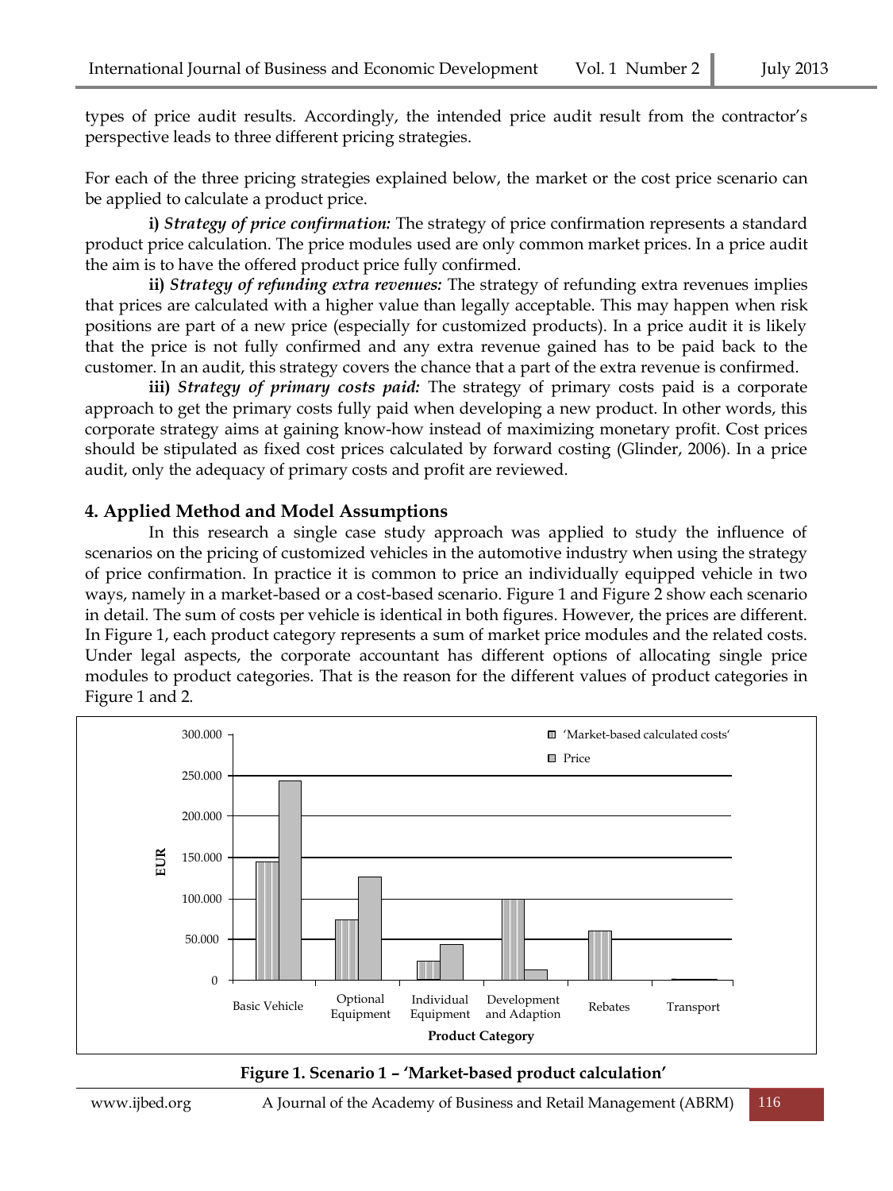types of price audit results. Accordingly, the intended price audit result from the contractor's perspective leads to three different pricing strategies.

For each of the three pricing strategies explained below, the market or the cost price scenario can be applied to calculate a product price.

**i)** ***Strategy of price confirmation:*** The strategy of price confirmation represents a standard product price calculation. The price modules used are only common market prices. In a price audit the aim is to have the offered product price fully confirmed.

**ii)** ***Strategy of refunding extra revenues:*** The strategy of refunding extra revenues implies that prices are calculated with a higher value than legally acceptable. This may happen when risk positions are part of a new price (especially for customized products). In a price audit it is likely that the price is not fully confirmed and any extra revenue gained has to be paid back to the customer. In an audit, this strategy covers the chance that a part of the extra revenue is confirmed.

**iii)** ***Strategy of primary costs paid:*** The strategy of primary costs paid is a corporate approach to get the primary costs fully paid when developing a new product. In other words, this corporate strategy aims at gaining know-how instead of maximizing monetary profit. Cost prices should be stipulated as fixed cost prices calculated by forward costing (Glinder, 2006). In a price audit, only the adequacy of primary costs and profit are reviewed.

## 4. Applied Method and Model Assumptions

In this research a single case study approach was applied to study the influence of scenarios on the pricing of customized vehicles in the automotive industry when using the strategy of price confirmation. In practice it is common to price an individually equipped vehicle in two ways, namely in a market-based or a cost-based scenario. Figure 1 and Figure 2 show each scenario in detail. The sum of costs per vehicle is identical in both figures. However, the prices are different. In Figure 1, each product category represents a sum of market price modules and the related costs. Under legal aspects, the corporate accountant has different options of allocating single price modules to product categories. That is the reason for the different values of product categories in Figure 1 and 2.

**Figure 1. Scenario 1 – 'Market-based product calculation'**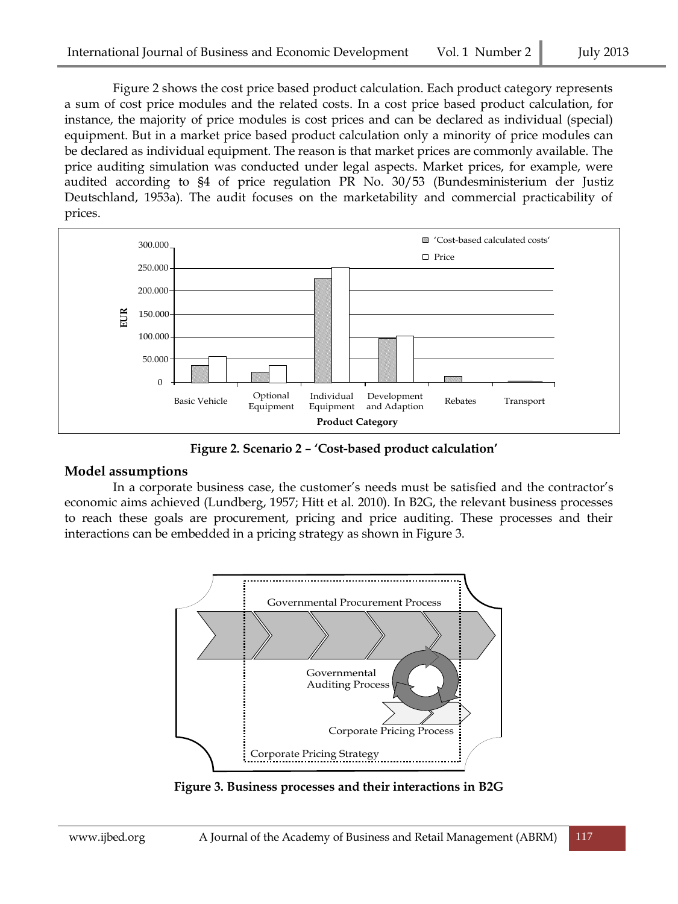Figure 2 shows the cost price based product calculation. Each product category represents a sum of cost price modules and the related costs. In a cost price based product calculation, for instance, the majority of price modules is cost prices and can be declared as individual (special) equipment. But in a market price based product calculation only a minority of price modules can be declared as individual equipment. The reason is that market prices are commonly available. The price auditing simulation was conducted under legal aspects. Market prices, for example, were audited according to §4 of price regulation PR No. 30/53 (Bundesministerium der Justiz Deutschland, 1953a). The audit focuses on the marketability and commercial practicability of prices.

**Figure 2. Scenario 2 – 'Cost-based product calculation'**

## Model assumptions

In a corporate business case, the customer's needs must be satisfied and the contractor's economic aims achieved (Lundberg, 1957; Hitt et al. 2010). In B2G, the relevant business processes to reach these goals are procurement, pricing and price auditing. These processes and their interactions can be embedded in a pricing strategy as shown in Figure 3.

**Figure 3. Business processes and their interactions in B2G**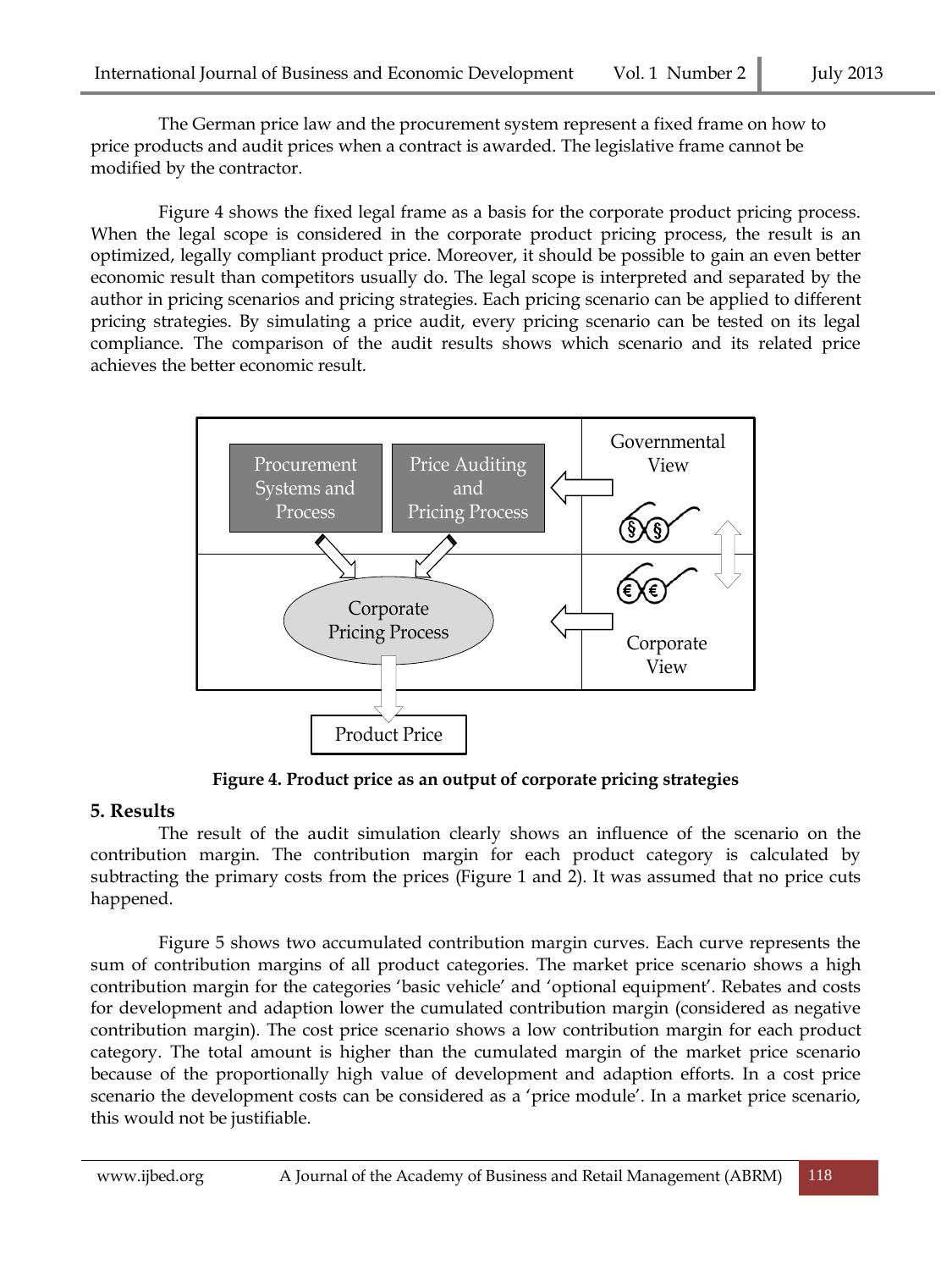The German price law and the procurement system represent a fixed frame on how to price products and audit prices when a contract is awarded. The legislative frame cannot be modified by the contractor.

Figure 4 shows the fixed legal frame as a basis for the corporate product pricing process. When the legal scope is considered in the corporate product pricing process, the result is an optimized, legally compliant product price. Moreover, it should be possible to gain an even better economic result than competitors usually do. The legal scope is interpreted and separated by the author in pricing scenarios and pricing strategies. Each pricing scenario can be applied to different pricing strategies. By simulating a price audit, every pricing scenario can be tested on its legal compliance. The comparison of the audit results shows which scenario and its related price achieves the better economic result.

**Figure 4. Product price as an output of corporate pricing strategies**

## 5. Results

The result of the audit simulation clearly shows an influence of the scenario on the contribution margin. The contribution margin for each product category is calculated by subtracting the primary costs from the prices (Figure 1 and 2). It was assumed that no price cuts happened.

Figure 5 shows two accumulated contribution margin curves. Each curve represents the sum of contribution margins of all product categories. The market price scenario shows a high contribution margin for the categories 'basic vehicle' and 'optional equipment'. Rebates and costs for development and adaption lower the cumulated contribution margin (considered as negative contribution margin). The cost price scenario shows a low contribution margin for each product category. The total amount is higher than the cumulated margin of the market price scenario because of the proportionally high value of development and adaption efforts. In a cost price scenario the development costs can be considered as a 'price module'. In a market price scenario, this would not be justifiable.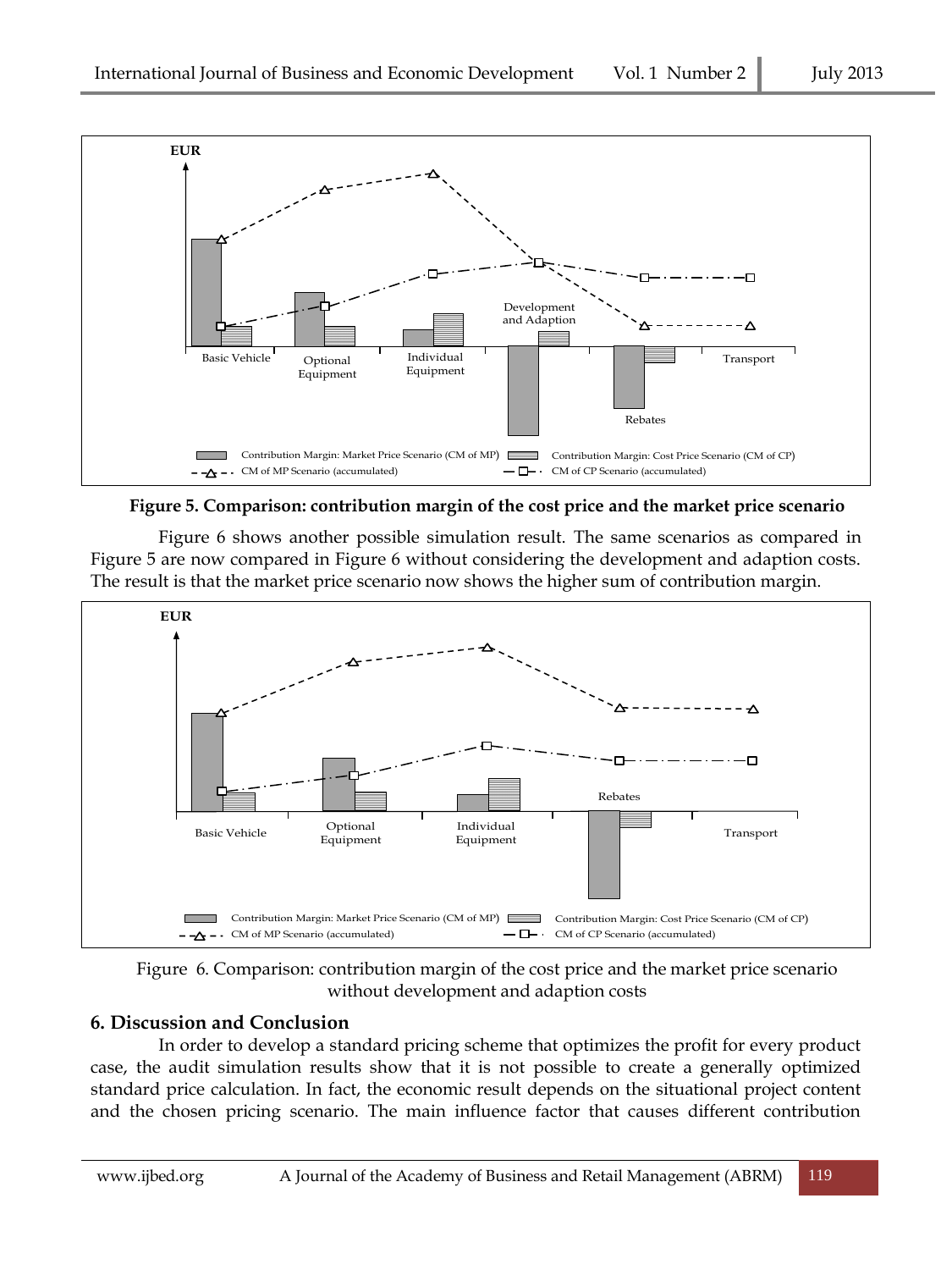**Figure 5. Comparison: contribution margin of the cost price and the market price scenario**

Figure 6 shows another possible simulation result. The same scenarios as compared in Figure 5 are now compared in Figure 6 without considering the development and adaption costs. The result is that the market price scenario now shows the higher sum of contribution margin.

Figure 6. Comparison: contribution margin of the cost price and the market price scenario without development and adaption costs

## 6. Discussion and Conclusion

In order to develop a standard pricing scheme that optimizes the profit for every product case, the audit simulation results show that it is not possible to create a generally optimized standard price calculation. In fact, the economic result depends on the situational project content and the chosen pricing scenario. The main influence factor that causes different contribution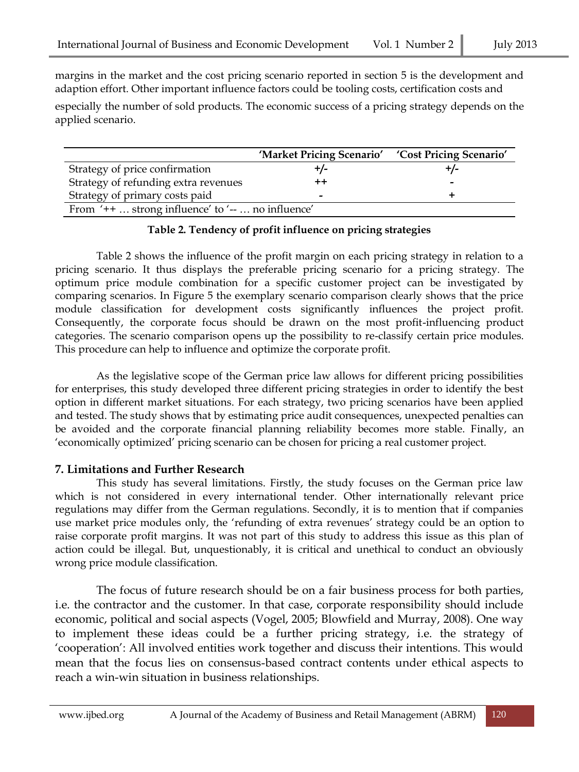margins in the market and the cost pricing scenario reported in section 5 is the development and adaption effort. Other important influence factors could be tooling costs, certification costs and especially the number of sold products. The economic success of a pricing strategy depends on the applied scenario.

| | 'Market Pricing Scenario' | 'Cost Pricing Scenario' |
|---|---|---|
| Strategy of price confirmation | +/- | +/- |
| Strategy of refunding extra revenues | ++ | - |
| Strategy of primary costs paid | - | + |
| From '++ … strong influence' to '-- … no influence' | | |

**Table 2. Tendency of profit influence on pricing strategies**

Table 2 shows the influence of the profit margin on each pricing strategy in relation to a pricing scenario. It thus displays the preferable pricing scenario for a pricing strategy. The optimum price module combination for a specific customer project can be investigated by comparing scenarios. In Figure 5 the exemplary scenario comparison clearly shows that the price module classification for development costs significantly influences the project profit. Consequently, the corporate focus should be drawn on the most profit-influencing product categories. The scenario comparison opens up the possibility to re-classify certain price modules. This procedure can help to influence and optimize the corporate profit.

As the legislative scope of the German price law allows for different pricing possibilities for enterprises, this study developed three different pricing strategies in order to identify the best option in different market situations. For each strategy, two pricing scenarios have been applied and tested. The study shows that by estimating price audit consequences, unexpected penalties can be avoided and the corporate financial planning reliability becomes more stable. Finally, an 'economically optimized' pricing scenario can be chosen for pricing a real customer project.

## 7. Limitations and Further Research

This study has several limitations. Firstly, the study focuses on the German price law which is not considered in every international tender. Other internationally relevant price regulations may differ from the German regulations. Secondly, it is to mention that if companies use market price modules only, the 'refunding of extra revenues' strategy could be an option to raise corporate profit margins. It was not part of this study to address this issue as this plan of action could be illegal. But, unquestionably, it is critical and unethical to conduct an obviously wrong price module classification.

The focus of future research should be on a fair business process for both parties, i.e. the contractor and the customer. In that case, corporate responsibility should include economic, political and social aspects (Vogel, 2005; Blowfield and Murray, 2008). One way to implement these ideas could be a further pricing strategy, i.e. the strategy of 'cooperation': All involved entities work together and discuss their intentions. This would mean that the focus lies on consensus-based contract contents under ethical aspects to reach a win-win situation in business relationships.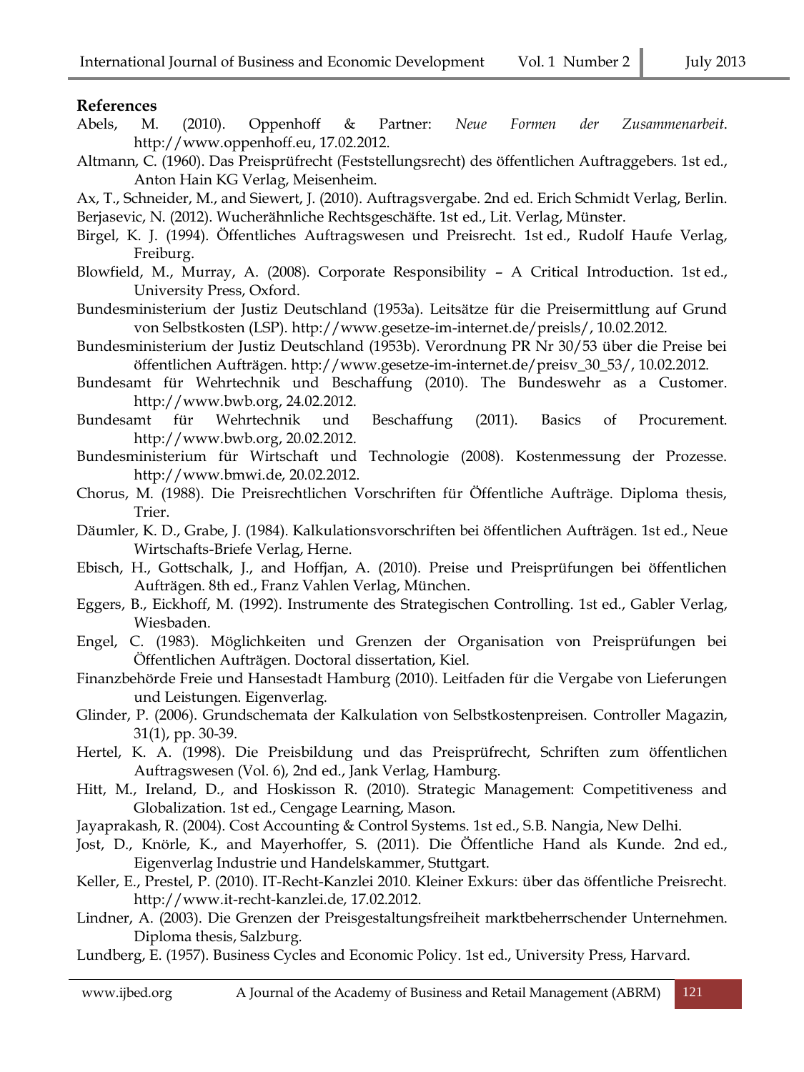## References

Abels, M. (2010). Oppenhoff & Partner: *Neue Formen der Zusammenarbeit*. http://www.oppenhoff.eu, 17.02.2012.

Altmann, C. (1960). Das Preisprüfrecht (Feststellungsrecht) des öffentlichen Auftraggebers. 1st ed., Anton Hain KG Verlag, Meisenheim.

Ax, T., Schneider, M., and Siewert, J. (2010). Auftragsvergabe. 2nd ed. Erich Schmidt Verlag, Berlin.

Berjasevic, N. (2012). Wucherähnliche Rechtsgeschäfte. 1st ed., Lit. Verlag, Münster.

Birgel, K. J. (1994). Öffentliches Auftragswesen und Preisrecht. 1st ed., Rudolf Haufe Verlag, Freiburg.

Blowfield, M., Murray, A. (2008). Corporate Responsibility – A Critical Introduction. 1st ed., University Press, Oxford.

Bundesministerium der Justiz Deutschland (1953a). Leitsätze für die Preisermittlung auf Grund von Selbstkosten (LSP). http://www.gesetze-im-internet.de/preisls/, 10.02.2012.

Bundesministerium der Justiz Deutschland (1953b). Verordnung PR Nr 30/53 über die Preise bei öffentlichen Aufträgen. http://www.gesetze-im-internet.de/preisv_30_53/, 10.02.2012.

Bundesamt für Wehrtechnik und Beschaffung (2010). The Bundeswehr as a Customer. http://www.bwb.org, 24.02.2012.

Bundesamt für Wehrtechnik und Beschaffung (2011). Basics of Procurement. http://www.bwb.org, 20.02.2012.

Bundesministerium für Wirtschaft und Technologie (2008). Kostenmessung der Prozesse. http://www.bmwi.de, 20.02.2012.

Chorus, M. (1988). Die Preisrechtlichen Vorschriften für Öffentliche Aufträge. Diploma thesis, Trier.

Däumler, K. D., Grabe, J. (1984). Kalkulationsvorschriften bei öffentlichen Aufträgen. 1st ed., Neue Wirtschafts-Briefe Verlag, Herne.

Ebisch, H., Gottschalk, J., and Hoffjan, A. (2010). Preise und Preisprüfungen bei öffentlichen Aufträgen. 8th ed., Franz Vahlen Verlag, München.

Eggers, B., Eickhoff, M. (1992). Instrumente des Strategischen Controlling. 1st ed., Gabler Verlag, Wiesbaden.

Engel, C. (1983). Möglichkeiten und Grenzen der Organisation von Preisprüfungen bei Öffentlichen Aufträgen. Doctoral dissertation, Kiel.

Finanzbehörde Freie und Hansestadt Hamburg (2010). Leitfaden für die Vergabe von Lieferungen und Leistungen. Eigenverlag.

Glinder, P. (2006). Grundschemata der Kalkulation von Selbstkostenpreisen. Controller Magazin, 31(1), pp. 30-39.

Hertel, K. A. (1998). Die Preisbildung und das Preisprüfrecht, Schriften zum öffentlichen Auftragswesen (Vol. 6), 2nd ed., Jank Verlag, Hamburg.

Hitt, M., Ireland, D., and Hoskisson R. (2010). Strategic Management: Competitiveness and Globalization. 1st ed., Cengage Learning, Mason.

Jayaprakash, R. (2004). Cost Accounting & Control Systems. 1st ed., S.B. Nangia, New Delhi.

Jost, D., Knörle, K., and Mayerhoffer, S. (2011). Die Öffentliche Hand als Kunde. 2nd ed., Eigenverlag Industrie und Handelskammer, Stuttgart.

Keller, E., Prestel, P. (2010). IT-Recht-Kanzlei 2010. Kleiner Exkurs: über das öffentliche Preisrecht. http://www.it-recht-kanzlei.de, 17.02.2012.

Lindner, A. (2003). Die Grenzen der Preisgestaltungsfreiheit marktbeherrschender Unternehmen. Diploma thesis, Salzburg.

Lundberg, E. (1957). Business Cycles and Economic Policy. 1st ed., University Press, Harvard.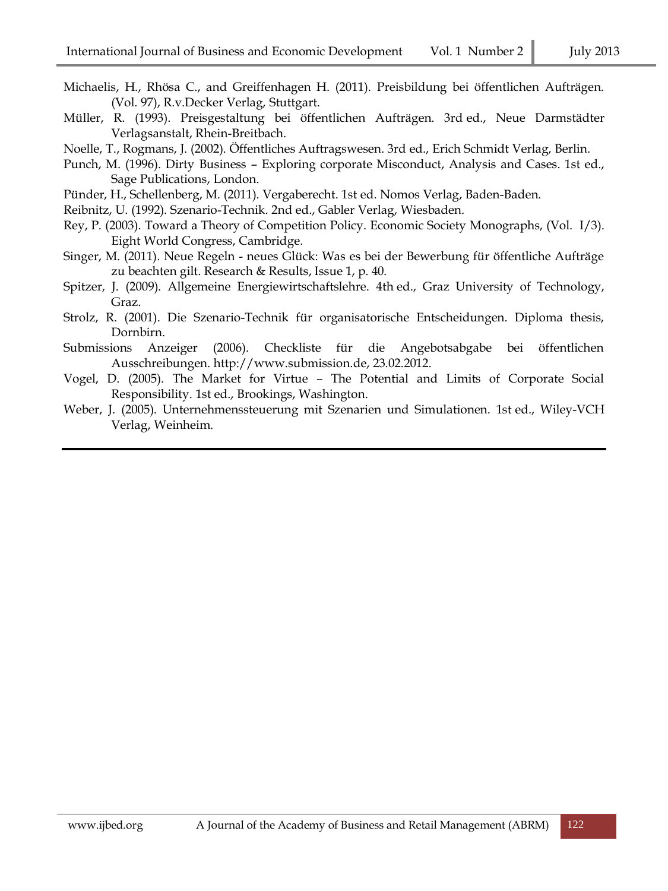Michaelis, H., Rhösa C., and Greiffenhagen H. (2011). Preisbildung bei öffentlichen Aufträgen. (Vol. 97), R.v.Decker Verlag, Stuttgart.

Müller, R. (1993). Preisgestaltung bei öffentlichen Aufträgen. 3rd ed., Neue Darmstädter Verlagsanstalt, Rhein-Breitbach.

Noelle, T., Rogmans, J. (2002). Öffentliches Auftragswesen. 3rd ed., Erich Schmidt Verlag, Berlin.

Punch, M. (1996). Dirty Business – Exploring corporate Misconduct, Analysis and Cases. 1st ed., Sage Publications, London.

Pünder, H., Schellenberg, M. (2011). Vergaberecht. 1st ed. Nomos Verlag, Baden-Baden.

Reibnitz, U. (1992). Szenario-Technik. 2nd ed., Gabler Verlag, Wiesbaden.

Rey, P. (2003). Toward a Theory of Competition Policy. Economic Society Monographs, (Vol. I/3). Eight World Congress, Cambridge.

Singer, M. (2011). Neue Regeln - neues Glück: Was es bei der Bewerbung für öffentliche Aufträge zu beachten gilt. Research & Results, Issue 1, p. 40.

Spitzer, J. (2009). Allgemeine Energiewirtschaftslehre. 4th ed., Graz University of Technology, Graz.

Strolz, R. (2001). Die Szenario-Technik für organisatorische Entscheidungen. Diploma thesis, Dornbirn.

Submissions Anzeiger (2006). Checkliste für die Angebotsabgabe bei öffentlichen Ausschreibungen. http://www.submission.de, 23.02.2012.

Vogel, D. (2005). The Market for Virtue – The Potential and Limits of Corporate Social Responsibility. 1st ed., Brookings, Washington.

Weber, J. (2005). Unternehmenssteuerung mit Szenarien und Simulationen. 1st ed., Wiley-VCH Verlag, Weinheim.